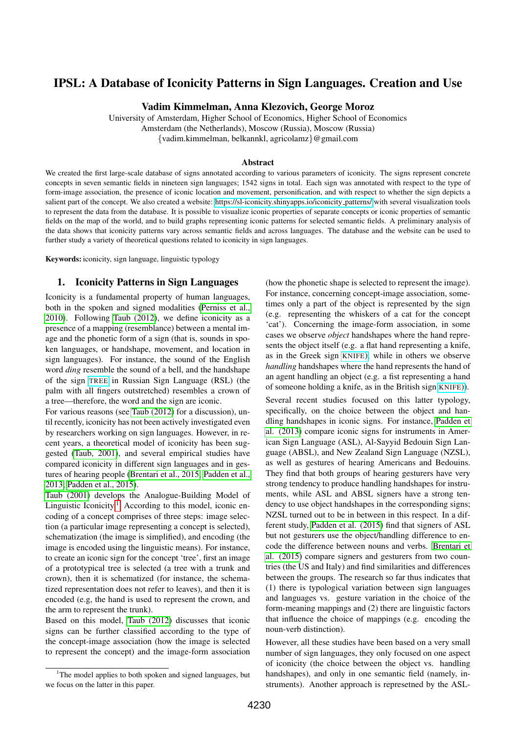# IPSL: A Database of Iconicity Patterns in Sign Languages. Creation and Use

**Vadim Kimmelman, Anna Klezovich, George Moroz**

University of Amsterdam, Higher School of Economics, Higher School of Economics
Amsterdam (the Netherlands), Moscow (Russia), Moscow (Russia)
{vadim.kimmelman, belkannkl, agricolamz}@gmail.com

### Abstract

We created the first large-scale database of signs annotated according to various parameters of iconicity. The signs represent concrete concepts in seven semantic fields in nineteen sign languages; 1542 signs in total. Each sign was annotated with respect to the type of form-image association, the presence of iconic location and movement, personification, and with respect to whether the sign depicts a salient part of the concept. We also created a website: https://sl-iconicity.shinyapps.io/iconicity_patterns/ with several visualization tools to represent the data from the database. It is possible to visualize iconic properties of separate concepts or iconic properties of semantic fields on the map of the world, and to build graphs representing iconic patterns for selected semantic fields. A preliminary analysis of the data shows that iconicity patterns vary across semantic fields and across languages. The database and the website can be used to further study a variety of theoretical questions related to iconicity in sign languages.

**Keywords:** iconicity, sign language, linguistic typology

## 1. Iconicity Patterns in Sign Languages

Iconicity is a fundamental property of human languages, both in the spoken and signed modalities (Perniss et al., 2010). Following Taub (2012), we define iconicity as a presence of a mapping (resemblance) between a mental image and the phonetic form of a sign (that is, sounds in spoken languages, or handshape, movement, and location in sign languages). For instance, the sound of the English word *ding* resemble the sound of a bell, and the handshape of the sign TREE in Russian Sign Language (RSL) (the palm with all fingers outstretched) resembles a crown of a tree—therefore, the word and the sign are iconic.

For various reasons (see Taub (2012) for a discussion), until recently, iconicity has not been actively investigated even by researchers working on sign languages. However, in recent years, a theoretical model of iconicity has been suggested (Taub, 2001), and several empirical studies have compared iconicity in different sign languages and in gestures of hearing people (Brentari et al., 2015; Padden et al., 2013; Padden et al., 2015).

Taub (2001) develops the Analogue-Building Model of Linguistic Iconicity.[1] According to this model, iconic encoding of a concept comprises of three steps: image selection (a particular image representing a concept is selected), schematization (the image is simplified), and encoding (the image is encoded using the linguistic means). For instance, to create an iconic sign for the concept 'tree', first an image of a prototypical tree is selected (a tree with a trunk and crown), then it is schematized (for instance, the schematized representation does not refer to leaves), and then it is encoded (e.g, the hand is used to represent the crown, and the arm to represent the trunk).

Based on this model, Taub (2012) discusses that iconic signs can be further classified according to the type of the concept-image association (how the image is selected to represent the concept) and the image-form association (how the phonetic shape is selected to represent the image). For instance, concerning concept-image association, sometimes only a part of the object is represented by the sign (e.g. representing the whiskers of a cat for the concept 'cat'). Concerning the image-form association, in some cases we observe *object* handshapes where the hand represents the object itself (e.g. a flat hand representing a knife, as in the Greek sign KNIFE), while in others we observe *handling* handshapes where the hand represents the hand of an agent handling an object (e.g. a fist representing a hand of someone holding a knife, as in the British sign KNIFE)).

Several recent studies focused on this latter typology, specifically, on the choice between the object and handling handshapes in iconic signs. For instance, Padden et al. (2013) compare iconic signs for instruments in American Sign Language (ASL), Al-Sayyid Bedouin Sign Language (ABSL), and New Zealand Sign Language (NZSL), as well as gestures of hearing Americans and Bedouins. They find that both groups of hearing gesturers have very strong tendency to produce handling handshapes for instruments, while ASL and ABSL signers have a strong tendency to use object handshapes in the corresponding signs; NZSL turned out to be in between in this respect. In a different study, Padden et al. (2015) find that signers of ASL but not gesturers use the object/handling difference to encode the difference between nouns and verbs. Brentari et al. (2015) compare signers and gesturers from two countries (the US and Italy) and find similarities and differences between the groups. The research so far thus indicates that (1) there is typological variation between sign languages and languages vs. gesture variation in the choice of the form-meaning mappings and (2) there are linguistic factors that influence the choice of mappings (e.g. encoding the noun-verb distinction).

However, all these studies have been based on a very small number of sign languages, they only focused on one aspect of iconicity (the choice between the object vs. handling handshapes), and only in one semantic field (namely, instruments). Another approach is represetned by the ASL-

[1] The model applies to both spoken and signed languages, but we focus on the latter in this paper.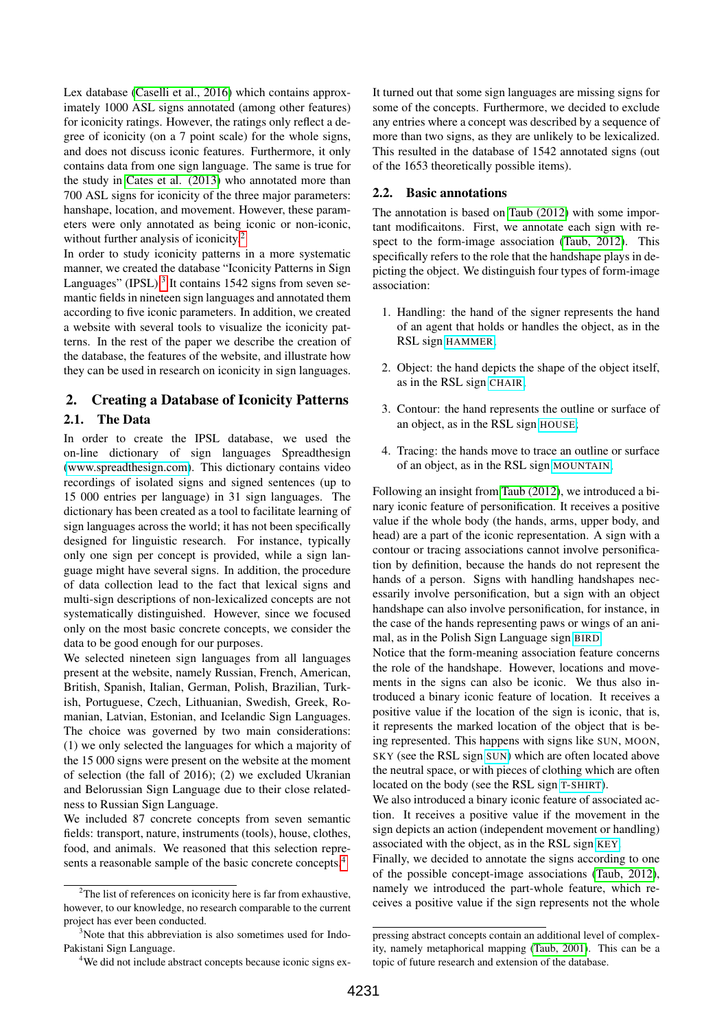Lex database (Caselli et al., 2016) which contains approximately 1000 ASL signs annotated (among other features) for iconicity ratings. However, the ratings only reflect a degree of iconicity (on a 7 point scale) for the whole signs, and does not discuss iconic features. Furthermore, it only contains data from one sign language. The same is true for the study in Cates et al. (2013) who annotated more than 700 ASL signs for iconicity for the three major parameters: handshape, location, and movement. However, these parameters were only annotated as being iconic or non-iconic, without further analysis of iconicity.[2]

In order to study iconicity patterns in a more systematic manner, we created the database "Iconicity Patterns in Sign Languages" (IPSL).[3] It contains 1542 signs from seven semantic fields in nineteen sign languages and annotated them according to five iconic parameters. In addition, we created a website with several tools to visualize the iconicity patterns. In the rest of the paper we describe the creation of the database, the features of the website, and illustrate how they can be used in research on iconicity in sign languages.

## 2. Creating a Database of Iconicity Patterns

### 2.1. The Data

In order to create the IPSL database, we used the on-line dictionary of sign languages Spreadthesign (www.spreadthesign.com). This dictionary contains video recordings of isolated signs and signed sentences (up to 15 000 entries per language) in 31 sign languages. The dictionary has been created as a tool to facilitate learning of sign languages across the world; it has not been specifically designed for linguistic research. For instance, typically only one sign per concept is provided, while a sign language might have several signs. In addition, the procedure of data collection lead to the fact that lexical signs and multi-sign descriptions of non-lexicalized concepts are not systematically distinguished. However, since we focused only on the most basic concrete concepts, we consider the data to be good enough for our purposes.

We selected nineteen sign languages from all languages present at the website, namely Russian, French, American, British, Spanish, Italian, German, Polish, Brazilian, Turkish, Portuguese, Czech, Lithuanian, Swedish, Greek, Romanian, Latvian, Estonian, and Icelandic Sign Languages. The choice was governed by two main considerations: (1) we only selected the languages for which a majority of the 15 000 signs were present on the website at the moment of selection (the fall of 2016); (2) we excluded Ukranian and Belorussian Sign Language due to their close relatedness to Russian Sign Language.

We included 87 concrete concepts from seven semantic fields: transport, nature, instruments (tools), house, clothes, food, and animals. We reasoned that this selection represents a reasonable sample of the basic concrete concepts.[4]

It turned out that some sign languages are missing signs for some of the concepts. Furthermore, we decided to exclude any entries where a concept was described by a sequence of more than two signs, as they are unlikely to be lexicalized. This resulted in the database of 1542 annotated signs (out of the 1653 theoretically possible items).

### 2.2. Basic annotations

The annotation is based on Taub (2012) with some important modificaitons. First, we annotate each sign with respect to the form-image association (Taub, 2012). This specifically refers to the role that the handshape plays in depicting the object. We distinguish four types of form-image association:

1. Handling: the hand of the signer represents the hand of an agent that holds or handles the object, as in the RSL sign HAMMER.
2. Object: the hand depicts the shape of the object itself, as in the RSL sign CHAIR.
3. Contour: the hand represents the outline or surface of an object, as in the RSL sign HOUSE;
4. Tracing: the hands move to trace an outline or surface of an object, as in the RSL sign MOUNTAIN.

Following an insight from Taub (2012), we introduced a binary iconic feature of personification. It receives a positive value if the whole body (the hands, arms, upper body, and head) are a part of the iconic representation. A sign with a contour or tracing associations cannot involve personification by definition, because the hands do not represent the hands of a person. Signs with handling handshapes necessarily involve personification, but a sign with an object handshape can also involve personification, for instance, in the case of the hands representing paws or wings of an animal, as in the Polish Sign Language sign BIRD.

Notice that the form-meaning association feature concerns the role of the handshape. However, locations and movements in the signs can also be iconic. We thus also introduced a binary iconic feature of location. It receives a positive value if the location of the sign is iconic, that is, it represents the marked location of the object that is being represented. This happens with signs like SUN, MOON, SKY (see the RSL sign SUN) which are often located above the neutral space, or with pieces of clothing which are often located on the body (see the RSL sign T-SHIRT).

We also introduced a binary iconic feature of associated action. It receives a positive value if the movement in the sign depicts an action (independent movement or handling) associated with the object, as in the RSL sign KEY.

Finally, we decided to annotate the signs according to one of the possible concept-image associations (Taub, 2012), namely we introduced the part-whole feature, which receives a positive value if the sign represents not the whole

---

[2] The list of references on iconicity here is far from exhaustive, however, to our knowledge, no research comparable to the current project has ever been conducted.

[3] Note that this abbreviation is also sometimes used for Indo-Pakistani Sign Language.

[4] We did not include abstract concepts because iconic signs expressing abstract concepts contain an additional level of complexity, namely metaphorical mapping (Taub, 2001). This can be a topic of future research and extension of the database.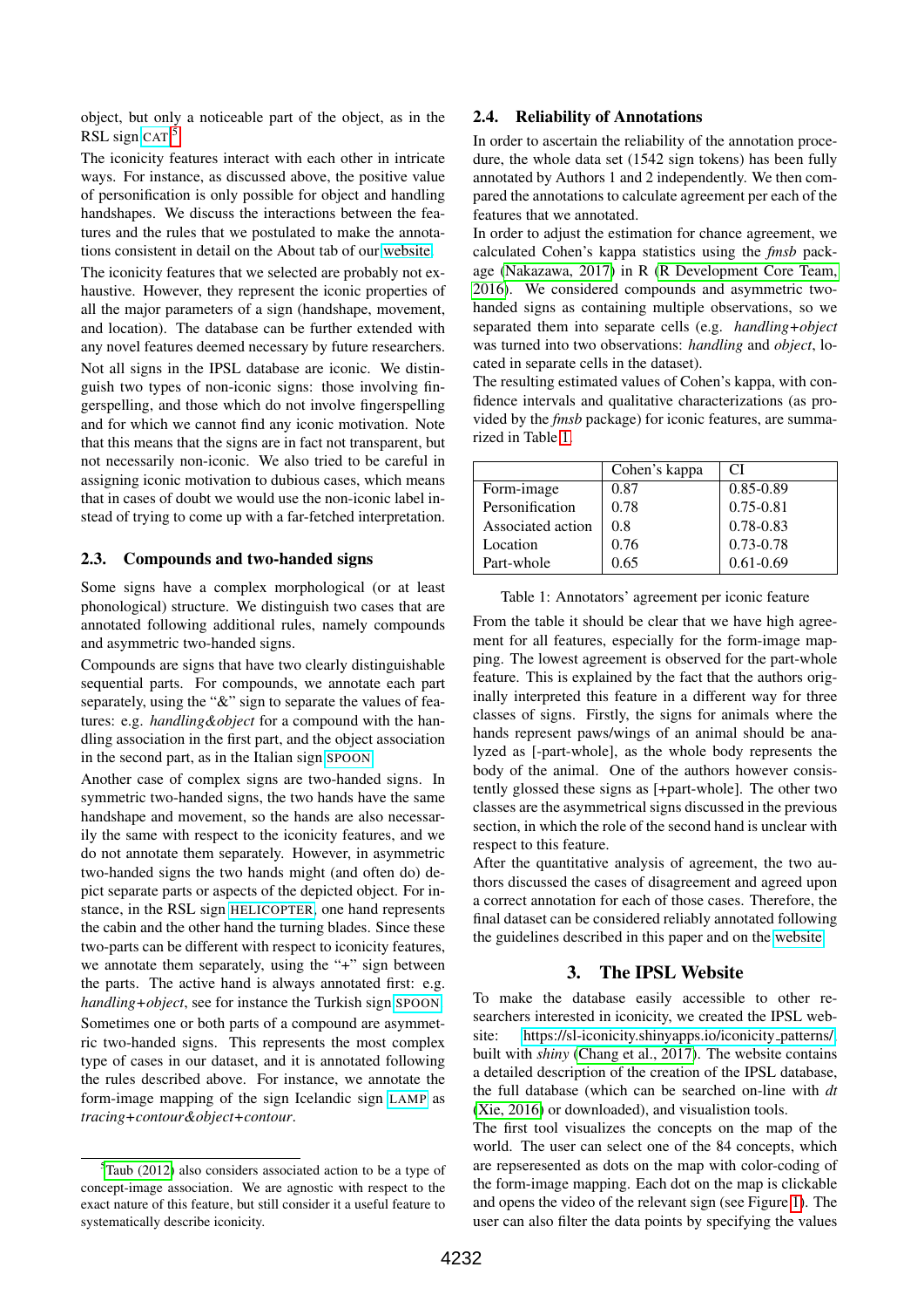object, but only a noticeable part of the object, as in the RSL sign CAT.[5]

The iconicity features interact with each other in intricate ways. For instance, as discussed above, the positive value of personification is only possible for object and handling handshapes. We discuss the interactions between the features and the rules that we postulated to make the annotations consistent in detail on the About tab of our website.

The iconicity features that we selected are probably not exhaustive. However, they represent the iconic properties of all the major parameters of a sign (handshape, movement, and location). The database can be further extended with any novel features deemed necessary by future researchers.

Not all signs in the IPSL database are iconic. We distinguish two types of non-iconic signs: those involving fingerspelling, and those which do not involve fingerspelling and for which we cannot find any iconic motivation. Note that this means that the signs are in fact not transparent, but not necessarily non-iconic. We also tried to be careful in assigning iconic motivation to dubious cases, which means that in cases of doubt we would use the non-iconic label instead of trying to come up with a far-fetched interpretation.

## 2.3. Compounds and two-handed signs

Some signs have a complex morphological (or at least phonological) structure. We distinguish two cases that are annotated following additional rules, namely compounds and asymmetric two-handed signs.

Compounds are signs that have two clearly distinguishable sequential parts. For compounds, we annotate each part separately, using the "&" sign to separate the values of features: e.g. *handling&object* for a compound with the handling association in the first part, and the object association in the second part, as in the Italian sign SPOON.

Another case of complex signs are two-handed signs. In symmetric two-handed signs, the two hands have the same handshape and movement, so the hands are also necessarily the same with respect to the iconicity features, and we do not annotate them separately. However, in asymmetric two-handed signs the two hands might (and often do) depict separate parts or aspects of the depicted object. For instance, in the RSL sign HELICOPTER, one hand represents the cabin and the other hand the turning blades. Since these two-parts can be different with respect to iconicity features, we annotate them separately, using the "+" sign between the parts. The active hand is always annotated first: e.g. *handling+object*, see for instance the Turkish sign SPOON.

Sometimes one or both parts of a compound are asymmetric two-handed signs. This represents the most complex type of cases in our dataset, and it is annotated following the rules described above. For instance, for the form-image mapping of the sign Icelandic sign LAMP as *tracing+contour&object+contour*.

[5] Taub (2012) also considers associated action to be a type of concept-image association. We are agnostic with respect to the exact nature of this feature, but still consider it a useful feature to systematically describe iconicity.

## 2.4. Reliability of Annotations

In order to ascertain the reliability of the annotation procedure, the whole data set (1542 sign tokens) has been fully annotated by Authors 1 and 2 independently. We then compared the annotations to calculate agreement per each of the features that we annotated.

In order to adjust the estimation for chance agreement, we calculated Cohen's kappa statistics using the *fmsb* package (Nakazawa, 2017) in R (R Development Core Team, 2016). We considered compounds and asymmetric two-handed signs as containing multiple observations, so we separated them into separate cells (e.g. *handling+object* was turned into two observations: *handling* and *object*, located in separate cells in the dataset).

The resulting estimated values of Cohen's kappa, with confidence intervals and qualitative characterizations (as provided by the *fmsb* package) for iconic features, are summarized in Table 1.

| | Cohen's kappa | CI |
|---|---|---|
| Form-image | 0.87 | 0.85-0.89 |
| Personification | 0.78 | 0.75-0.81 |
| Associated action | 0.8 | 0.78-0.83 |
| Location | 0.76 | 0.73-0.78 |
| Part-whole | 0.65 | 0.61-0.69 |

Table 1: Annotators' agreement per iconic feature

From the table it should be clear that we have high agreement for all features, especially for the form-image mapping. The lowest agreement is observed for the part-whole feature. This is explained by the fact that the authors originally interpreted this feature in a different way for three classes of signs. Firstly, the signs for animals where the hands represent paws/wings of an animal should be analyzed as [-part-whole], as the whole body represents the body of the animal. One of the authors however consistently glossed these signs as [+part-whole]. The other two classes are the asymmetrical signs discussed in the previous section, in which the role of the second hand is unclear with respect to this feature.

After the quantitative analysis of agreement, the two authors discussed the cases of disagreement and agreed upon a correct annotation for each of those cases. Therefore, the final dataset can be considered reliably annotated following the guidelines described in this paper and on the website.

# 3. The IPSL Website

To make the database easily accessible to other researchers interested in iconicity, we created the IPSL website: https://sl-iconicity.shinyapps.io/iconicity_patterns/ built with *shiny* (Chang et al., 2017). The website contains a detailed description of the creation of the IPSL database, the full database (which can be searched on-line with *dt* (Xie, 2016) or downloaded), and visualistion tools.

The first tool visualizes the concepts on the map of the world. The user can select one of the 84 concepts, which are repsereseted as dots on the map with color-coding of the form-image mapping. Each dot on the map is clickable and opens the video of the relevant sign (see Figure 1). The user can also filter the data points by specifying the values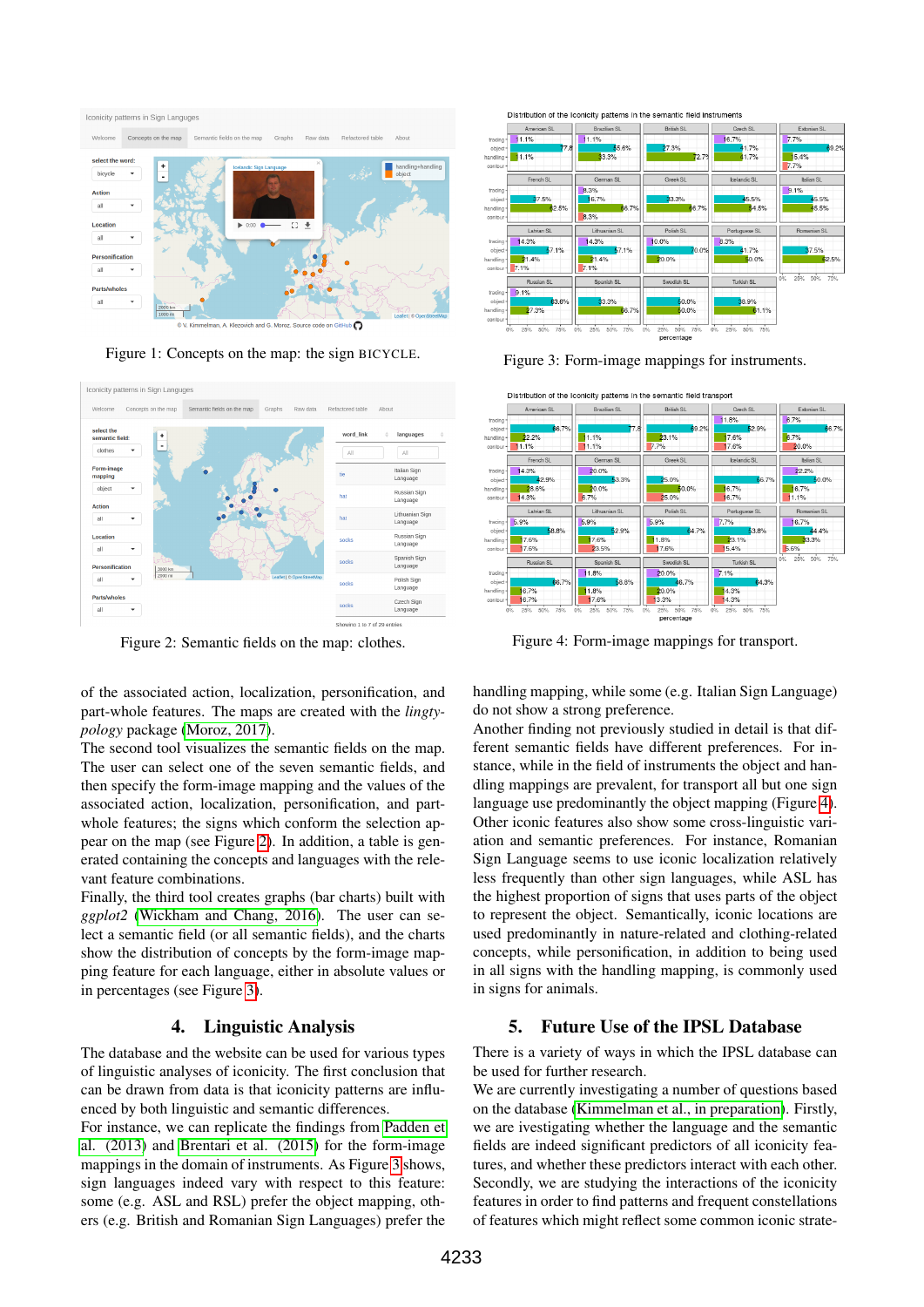Figure 1: Concepts on the map: the sign BICYCLE.

Figure 2: Semantic fields on the map: clothes.

Figure 3: Form-image mappings for instruments.

Figure 4: Form-image mappings for transport.

of the associated action, localization, personification, and part-whole features. The maps are created with the *lingtypology* package (Moroz, 2017).

The second tool visualizes the semantic fields on the map. The user can select one of the seven semantic fields, and then specify the form-image mapping and the values of the associated action, localization, personification, and part-whole features; the signs which conform the selection appear on the map (see Figure 2). In addition, a table is generated containing the concepts and languages with the relevant feature combinations.

Finally, the third tool creates graphs (bar charts) built with *ggplot2* (Wickham and Chang, 2016). The user can select a semantic field (or all semantic fields), and the charts show the distribution of concepts by the form-image mapping feature for each language, either in absolute values or in percentages (see Figure 3).

## 4. Linguistic Analysis

The database and the website can be used for various types of linguistic analyses of iconicity. The first conclusion that can be drawn from data is that iconicity patterns are influenced by both linguistic and semantic differences.

For instance, we can replicate the findings from Padden et al. (2013) and Brentari et al. (2015) for the form-image mappings in the domain of instruments. As Figure 3 shows, sign languages indeed vary with respect to this feature: some (e.g. ASL and RSL) prefer the object mapping, others (e.g. British and Romanian Sign Languages) prefer the handling mapping, while some (e.g. Italian Sign Language) do not show a strong preference.

Another finding not previously studied in detail is that different semantic fields have different preferences. For instance, while in the field of instruments the object and handling mappings are prevalent, for transport all but one sign language use predominantly the object mapping (Figure 4).

Other iconic features also show some cross-linguistic variation and semantic preferences. For instance, Romanian Sign Language seems to use iconic localization relatively less frequently than other sign languages, while ASL has the highest proportion of signs that uses parts of the object to represent the object. Semantically, iconic locations are used predominantly in nature-related and clothing-related concepts, while personification, in addition to being used in all signs with the handling mapping, is commonly used in signs for animals.

## 5. Future Use of the IPSL Database

There is a variety of ways in which the IPSL database can be used for further research.

We are currently investigating a number of questions based on the database (Kimmelman et al., in preparation). Firstly, we are investigating whether the language and the semantic fields are indeed significant predictors of all iconicity features, and whether these predictors interact with each other. Secondly, we are studying the interactions of the iconicity features in order to find patterns and frequent constellations of features which might reflect some common iconic strate-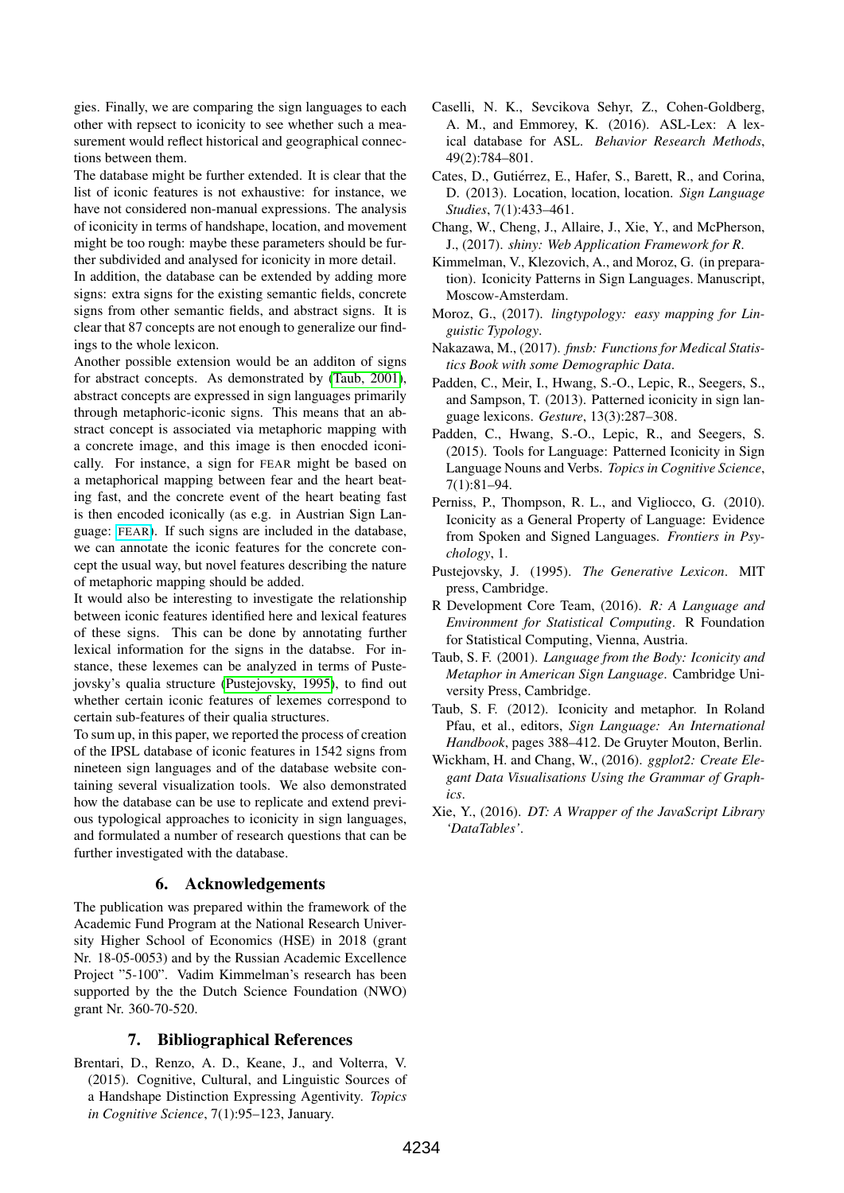gies. Finally, we are comparing the sign languages to each other with repsect to iconicity to see whether such a measurement would reflect historical and geographical connections between them.

The database might be further extended. It is clear that the list of iconic features is not exhaustive: for instance, we have not considered non-manual expressions. The analysis of iconicity in terms of handshape, location, and movement might be too rough: maybe these parameters should be further subdivided and analysed for iconicity in more detail.

In addition, the database can be extended by adding more signs: extra signs for the existing semantic fields, concrete signs from other semantic fields, and abstract signs. It is clear that 87 concepts are not enough to generalize our findings to the whole lexicon.

Another possible extension would be an additon of signs for abstract concepts. As demonstrated by (Taub, 2001), abstract concepts are expressed in sign languages primarily through metaphoric-iconic signs. This means that an abstract concept is associated via metaphoric mapping with a concrete image, and this image is then enocded iconically. For instance, a sign for FEAR might be based on a metaphorical mapping between fear and the heart beating fast, and the concrete event of the heart beating fast is then encoded iconically (as e.g. in Austrian Sign Language: FEAR). If such signs are included in the database, we can annotate the iconic features for the concrete concept the usual way, but novel features describing the nature of metaphoric mapping should be added.

It would also be interesting to investigate the relationship between iconic features identified here and lexical features of these signs. This can be done by annotating further lexical information for the signs in the databse. For instance, these lexemes can be analyzed in terms of Pustejovsky's qualia structure (Pustejovsky, 1995), to find out whether certain iconic features of lexemes correspond to certain sub-features of their qualia structures.

To sum up, in this paper, we reported the process of creation of the IPSL database of iconic features in 1542 signs from nineteen sign languages and of the database website containing several visualization tools. We also demonstrated how the database can be use to replicate and extend previous typological approaches to iconicity in sign languages, and formulated a number of research questions that can be further investigated with the database.

## 6. Acknowledgements

The publication was prepared within the framework of the Academic Fund Program at the National Research University Higher School of Economics (HSE) in 2018 (grant Nr. 18-05-0053) and by the Russian Academic Excellence Project "5-100". Vadim Kimmelman's research has been supported by the the Dutch Science Foundation (NWO) grant Nr. 360-70-520.

## 7. Bibliographical References

Brentari, D., Renzo, A. D., Keane, J., and Volterra, V. (2015). Cognitive, Cultural, and Linguistic Sources of a Handshape Distinction Expressing Agentivity. *Topics in Cognitive Science*, 7(1):95–123, January.

Caselli, N. K., Sevcikova Sehyr, Z., Cohen-Goldberg, A. M., and Emmorey, K. (2016). ASL-Lex: A lexical database for ASL. *Behavior Research Methods*, 49(2):784–801.

Cates, D., Gutiérrez, E., Hafer, S., Barett, R., and Corina, D. (2013). Location, location, location. *Sign Language Studies*, 7(1):433–461.

Chang, W., Cheng, J., Allaire, J., Xie, Y., and McPherson, J., (2017). *shiny: Web Application Framework for R*.

Kimmelman, V., Klezovich, A., and Moroz, G. (in preparation). Iconicity Patterns in Sign Languages. Manuscript, Moscow-Amsterdam.

Moroz, G., (2017). *lingtypology: easy mapping for Linguistic Typology*.

Nakazawa, M., (2017). *fmsb: Functions for Medical Statistics Book with some Demographic Data*.

Padden, C., Meir, I., Hwang, S.-O., Lepic, R., Seegers, S., and Sampson, T. (2013). Patterned iconicity in sign language lexicons. *Gesture*, 13(3):287–308.

Padden, C., Hwang, S.-O., Lepic, R., and Seegers, S. (2015). Tools for Language: Patterned Iconicity in Sign Language Nouns and Verbs. *Topics in Cognitive Science*, 7(1):81–94.

Perniss, P., Thompson, R. L., and Vigliocco, G. (2010). Iconicity as a General Property of Language: Evidence from Spoken and Signed Languages. *Frontiers in Psychology*, 1.

Pustejovsky, J. (1995). *The Generative Lexicon*. MIT press, Cambridge.

R Development Core Team, (2016). *R: A Language and Environment for Statistical Computing*. R Foundation for Statistical Computing, Vienna, Austria.

Taub, S. F. (2001). *Language from the Body: Iconicity and Metaphor in American Sign Language*. Cambridge University Press, Cambridge.

Taub, S. F. (2012). Iconicity and metaphor. In Roland Pfau, et al., editors, *Sign Language: An International Handbook*, pages 388–412. De Gruyter Mouton, Berlin.

Wickham, H. and Chang, W., (2016). *ggplot2: Create Elegant Data Visualisations Using the Grammar of Graphics*.

Xie, Y., (2016). *DT: A Wrapper of the JavaScript Library 'DataTables'*.